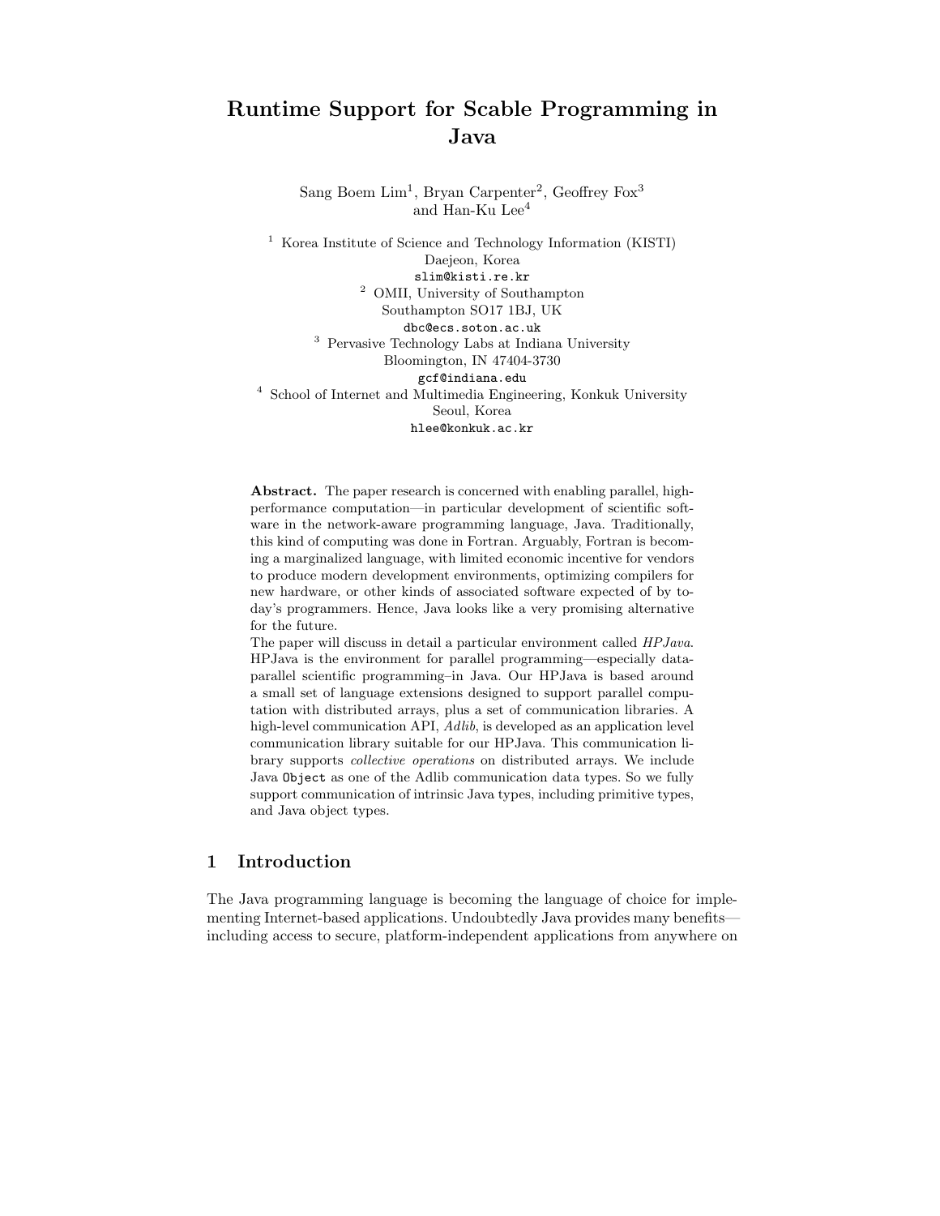# Runtime Support for Scable Programming in Java

Sang Boem Lim[1], Bryan Carpenter[2], Geoffrey Fox[3] and Han-Ku Lee[4]

[1] Korea Institute of Science and Technology Information (KISTI)
Daejeon, Korea
`slim@kisti.re.kr`

[2] OMII, University of Southampton
Southampton SO17 1BJ, UK
`dbc@ecs.soton.ac.uk`

[3] Pervasive Technology Labs at Indiana University
Bloomington, IN 47404-3730
`gcf@indiana.edu`

[4] School of Internet and Multimedia Engineering, Konkuk University
Seoul, Korea
`hlee@konkuk.ac.kr`

**Abstract.** The paper research is concerned with enabling parallel, high-performance computation—in particular development of scientific software in the network-aware programming language, Java. Traditionally, this kind of computing was done in Fortran. Arguably, Fortran is becoming a marginalized language, with limited economic incentive for vendors to produce modern development environments, optimizing compilers for new hardware, or other kinds of associated software expected of by today's programmers. Hence, Java looks like a very promising alternative for the future.

The paper will discuss in detail a particular environment called *HPJava*. HPJava is the environment for parallel programming—especially data-parallel scientific programming–in Java. Our HPJava is based around a small set of language extensions designed to support parallel computation with distributed arrays, plus a set of communication libraries. A high-level communication API, *Adlib*, is developed as an application level communication library suitable for our HPJava. This communication library supports *collective operations* on distributed arrays. We include Java `Object` as one of the Adlib communication data types. So we fully support communication of intrinsic Java types, including primitive types, and Java object types.

## 1 Introduction

The Java programming language is becoming the language of choice for implementing Internet-based applications. Undoubtedly Java provides many benefits—including access to secure, platform-independent applications from anywhere on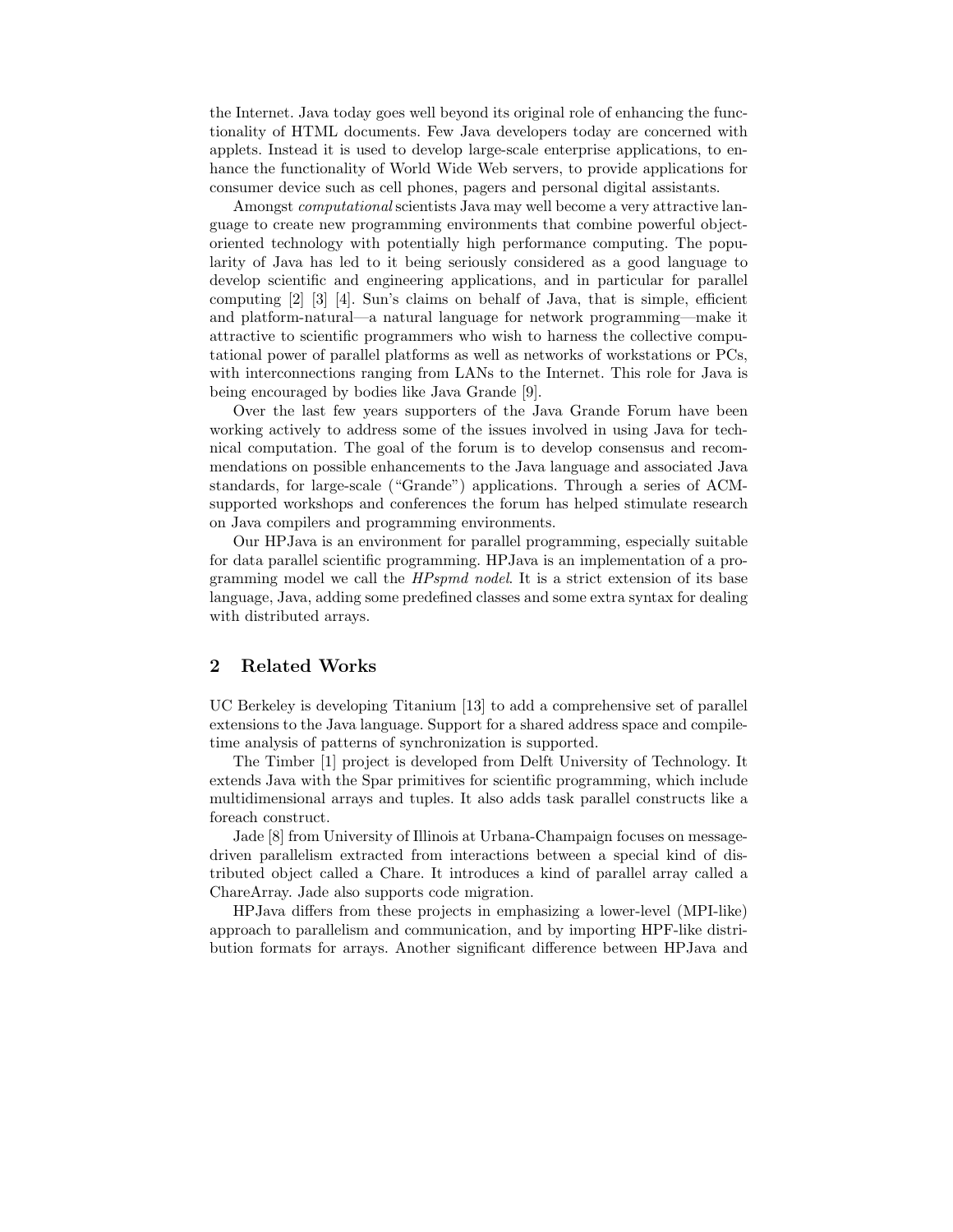the Internet. Java today goes well beyond its original role of enhancing the functionality of HTML documents. Few Java developers today are concerned with applets. Instead it is used to develop large-scale enterprise applications, to enhance the functionality of World Wide Web servers, to provide applications for consumer device such as cell phones, pagers and personal digital assistants.

Amongst *computational* scientists Java may well become a very attractive language to create new programming environments that combine powerful object-oriented technology with potentially high performance computing. The popularity of Java has led to it being seriously considered as a good language to develop scientific and engineering applications, and in particular for parallel computing [2] [3] [4]. Sun's claims on behalf of Java, that is simple, efficient and platform-natural—a natural language for network programming—make it attractive to scientific programmers who wish to harness the collective computational power of parallel platforms as well as networks of workstations or PCs, with interconnections ranging from LANs to the Internet. This role for Java is being encouraged by bodies like Java Grande [9].

Over the last few years supporters of the Java Grande Forum have been working actively to address some of the issues involved in using Java for technical computation. The goal of the forum is to develop consensus and recommendations on possible enhancements to the Java language and associated Java standards, for large-scale ("Grande") applications. Through a series of ACM-supported workshops and conferences the forum has helped stimulate research on Java compilers and programming environments.

Our HPJava is an environment for parallel programming, especially suitable for data parallel scientific programming. HPJava is an implementation of a programming model we call the *HPspmd nodel*. It is a strict extension of its base language, Java, adding some predefined classes and some extra syntax for dealing with distributed arrays.

## 2 Related Works

UC Berkeley is developing Titanium [13] to add a comprehensive set of parallel extensions to the Java language. Support for a shared address space and compile-time analysis of patterns of synchronization is supported.

The Timber [1] project is developed from Delft University of Technology. It extends Java with the Spar primitives for scientific programming, which include multidimensional arrays and tuples. It also adds task parallel constructs like a foreach construct.

Jade [8] from University of Illinois at Urbana-Champaign focuses on message-driven parallelism extracted from interactions between a special kind of distributed object called a Chare. It introduces a kind of parallel array called a ChareArray. Jade also supports code migration.

HPJava differs from these projects in emphasizing a lower-level (MPI-like) approach to parallelism and communication, and by importing HPF-like distribution formats for arrays. Another significant difference between HPJava and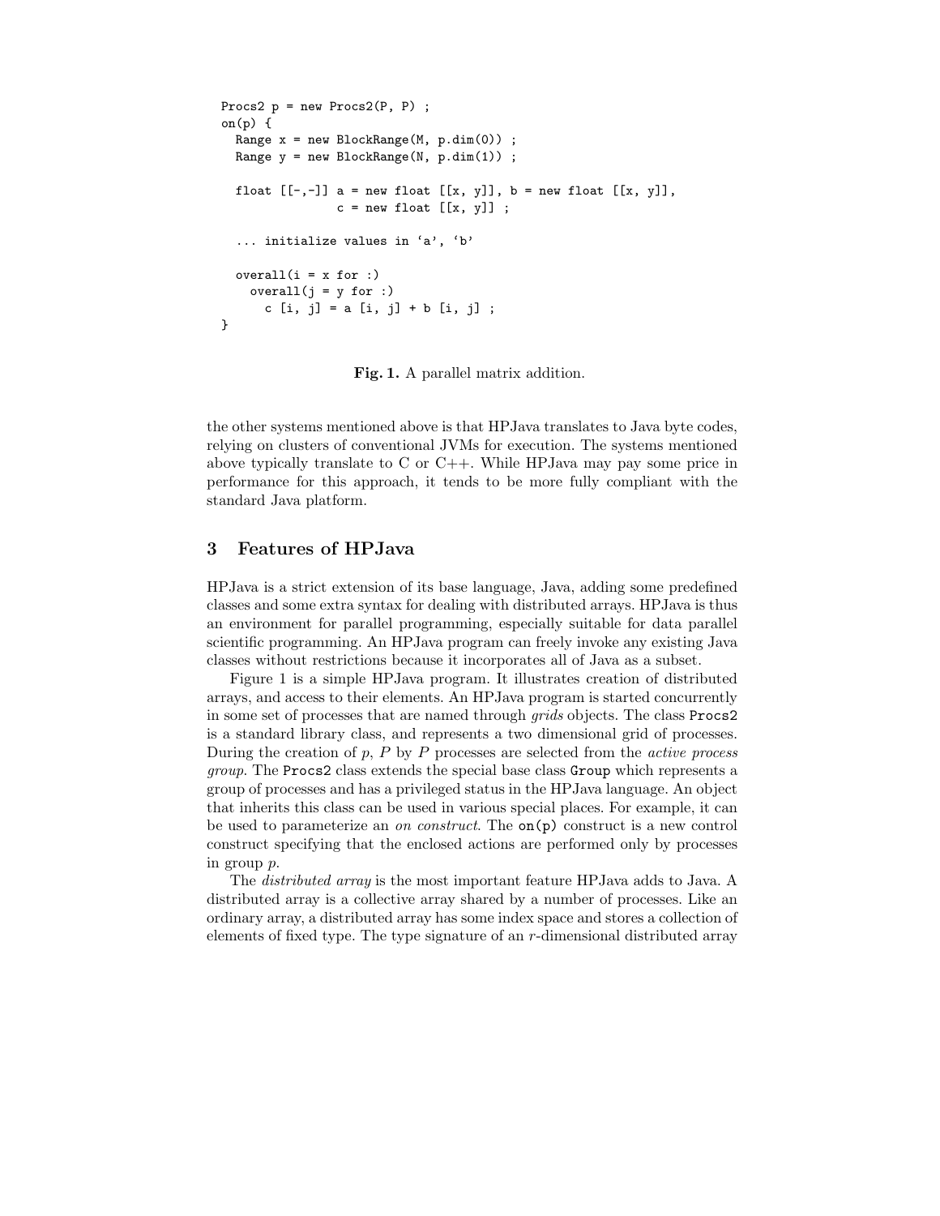```
Procs2 p = new Procs2(P, P) ;
on(p) {
  Range x = new BlockRange(M, p.dim(0)) ;
  Range y = new BlockRange(N, p.dim(1)) ;

  float [[-,-]] a = new float [[x, y]], b = new float [[x, y]],
                c = new float [[x, y]] ;

  ... initialize values in 'a', 'b'

  overall(i = x for :)
    overall(j = y for :)
      c [i, j] = a [i, j] + b [i, j] ;
}
```

**Fig. 1.** A parallel matrix addition.

the other systems mentioned above is that HPJava translates to Java byte codes, relying on clusters of conventional JVMs for execution. The systems mentioned above typically translate to C or C++. While HPJava may pay some price in performance for this approach, it tends to be more fully compliant with the standard Java platform.

## 3 Features of HPJava

HPJava is a strict extension of its base language, Java, adding some predefined classes and some extra syntax for dealing with distributed arrays. HPJava is thus an environment for parallel programming, especially suitable for data parallel scientific programming. An HPJava program can freely invoke any existing Java classes without restrictions because it incorporates all of Java as a subset.

Figure 1 is a simple HPJava program. It illustrates creation of distributed arrays, and access to their elements. An HPJava program is started concurrently in some set of processes that are named through *grids* objects. The class `Procs2` is a standard library class, and represents a two dimensional grid of processes. During the creation of $p$, $P$ by $P$ processes are selected from the *active process group*. The `Procs2` class extends the special base class `Group` which represents a group of processes and has a privileged status in the HPJava language. An object that inherits this class can be used in various special places. For example, it can be used to parameterize an *on construct*. The `on(p)` construct is a new control construct specifying that the enclosed actions are performed only by processes in group $p$.

The *distributed array* is the most important feature HPJava adds to Java. A distributed array is a collective array shared by a number of processes. Like an ordinary array, a distributed array has some index space and stores a collection of elements of fixed type. The type signature of an $r$-dimensional distributed array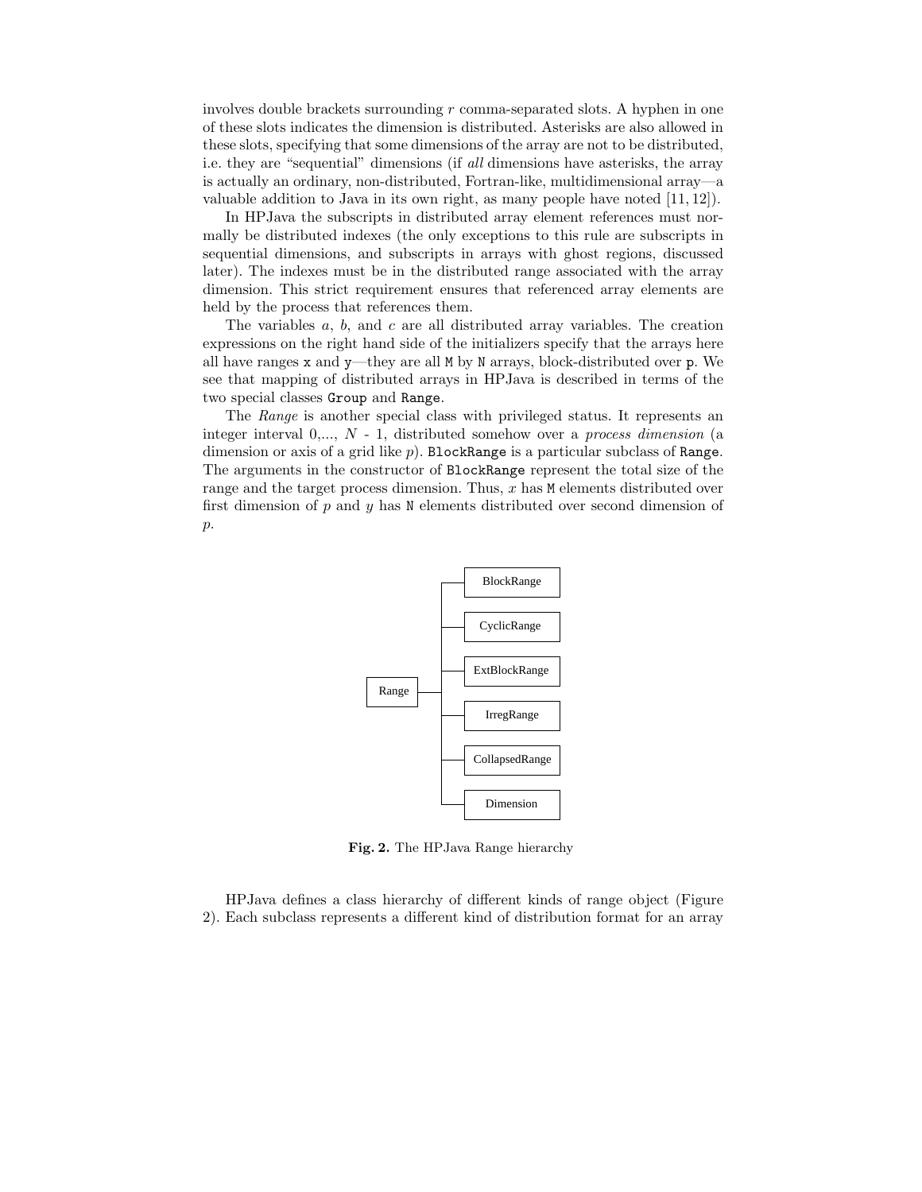involves double brackets surrounding $r$ comma-separated slots. A hyphen in one of these slots indicates the dimension is distributed. Asterisks are also allowed in these slots, specifying that some dimensions of the array are not to be distributed, i.e. they are "sequential" dimensions (if *all* dimensions have asterisks, the array is actually an ordinary, non-distributed, Fortran-like, multidimensional array—a valuable addition to Java in its own right, as many people have noted [11, 12]).

In HPJava the subscripts in distributed array element references must normally be distributed indexes (the only exceptions to this rule are subscripts in sequential dimensions, and subscripts in arrays with ghost regions, discussed later). The indexes must be in the distributed range associated with the array dimension. This strict requirement ensures that referenced array elements are held by the process that references them.

The variables $a$, $b$, and $c$ are all distributed array variables. The creation expressions on the right hand side of the initializers specify that the arrays here all have ranges `x` and `y`—they are all `M` by `N` arrays, block-distributed over `p`. We see that mapping of distributed arrays in HPJava is described in terms of the two special classes `Group` and `Range`.

The *Range* is another special class with privileged status. It represents an integer interval 0,..., $N$ - 1, distributed somehow over a *process dimension* (a dimension or axis of a grid like $p$). `BlockRange` is a particular subclass of `Range`. The arguments in the constructor of `BlockRange` represent the total size of the range and the target process dimension. Thus, $x$ has `M` elements distributed over first dimension of $p$ and $y$ has `N` elements distributed over second dimension of $p$.

```
        ┌── BlockRange
        ├── CyclicRange
        ├── ExtBlockRange
Range ──┼── IrregRange
        ├── CollapsedRange
        └── Dimension
```

**Fig. 2.** The HPJava Range hierarchy

HPJava defines a class hierarchy of different kinds of range object (Figure 2). Each subclass represents a different kind of distribution format for an array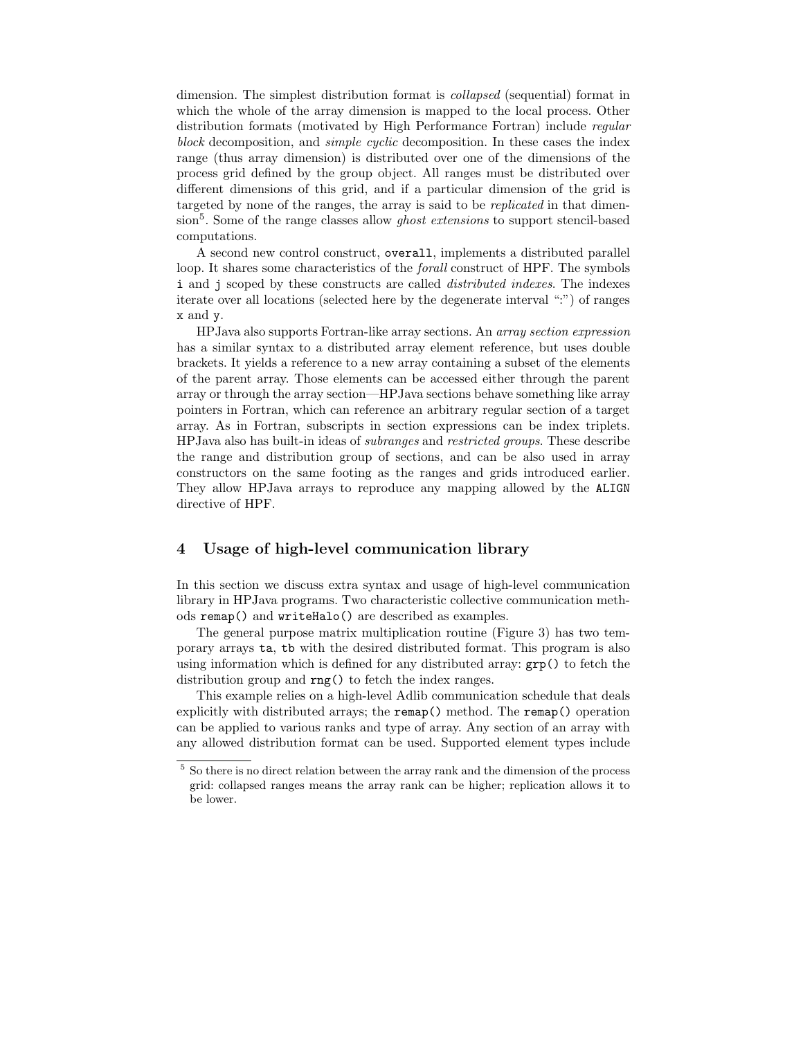dimension. The simplest distribution format is *collapsed* (sequential) format in which the whole of the array dimension is mapped to the local process. Other distribution formats (motivated by High Performance Fortran) include *regular block* decomposition, and *simple cyclic* decomposition. In these cases the index range (thus array dimension) is distributed over one of the dimensions of the process grid defined by the group object. All ranges must be distributed over different dimensions of this grid, and if a particular dimension of the grid is targeted by none of the ranges, the array is said to be *replicated* in that dimension[5]. Some of the range classes allow *ghost extensions* to support stencil-based computations.

A second new control construct, `overall`, implements a distributed parallel loop. It shares some characteristics of the *forall* construct of HPF. The symbols `i` and `j` scoped by these constructs are called *distributed indexes*. The indexes iterate over all locations (selected here by the degenerate interval ":") of ranges `x` and `y`.

HPJava also supports Fortran-like array sections. An *array section expression* has a similar syntax to a distributed array element reference, but uses double brackets. It yields a reference to a new array containing a subset of the elements of the parent array. Those elements can be accessed either through the parent array or through the array section—HPJava sections behave something like array pointers in Fortran, which can reference an arbitrary regular section of a target array. As in Fortran, subscripts in section expressions can be index triplets. HPJava also has built-in ideas of *subranges* and *restricted groups*. These describe the range and distribution group of sections, and can be also used in array constructors on the same footing as the ranges and grids introduced earlier. They allow HPJava arrays to reproduce any mapping allowed by the `ALIGN` directive of HPF.

## 4 Usage of high-level communication library

In this section we discuss extra syntax and usage of high-level communication library in HPJava programs. Two characteristic collective communication methods `remap()` and `writeHalo()` are described as examples.

The general purpose matrix multiplication routine (Figure 3) has two temporary arrays `ta`, `tb` with the desired distributed format. This program is also using information which is defined for any distributed array: `grp()` to fetch the distribution group and `rng()` to fetch the index ranges.

This example relies on a high-level Adlib communication schedule that deals explicitly with distributed arrays; the `remap()` method. The `remap()` operation can be applied to various ranks and type of array. Any section of an array with any allowed distribution format can be used. Supported element types include

[5] So there is no direct relation between the array rank and the dimension of the process grid: collapsed ranges means the array rank can be higher; replication allows it to be lower.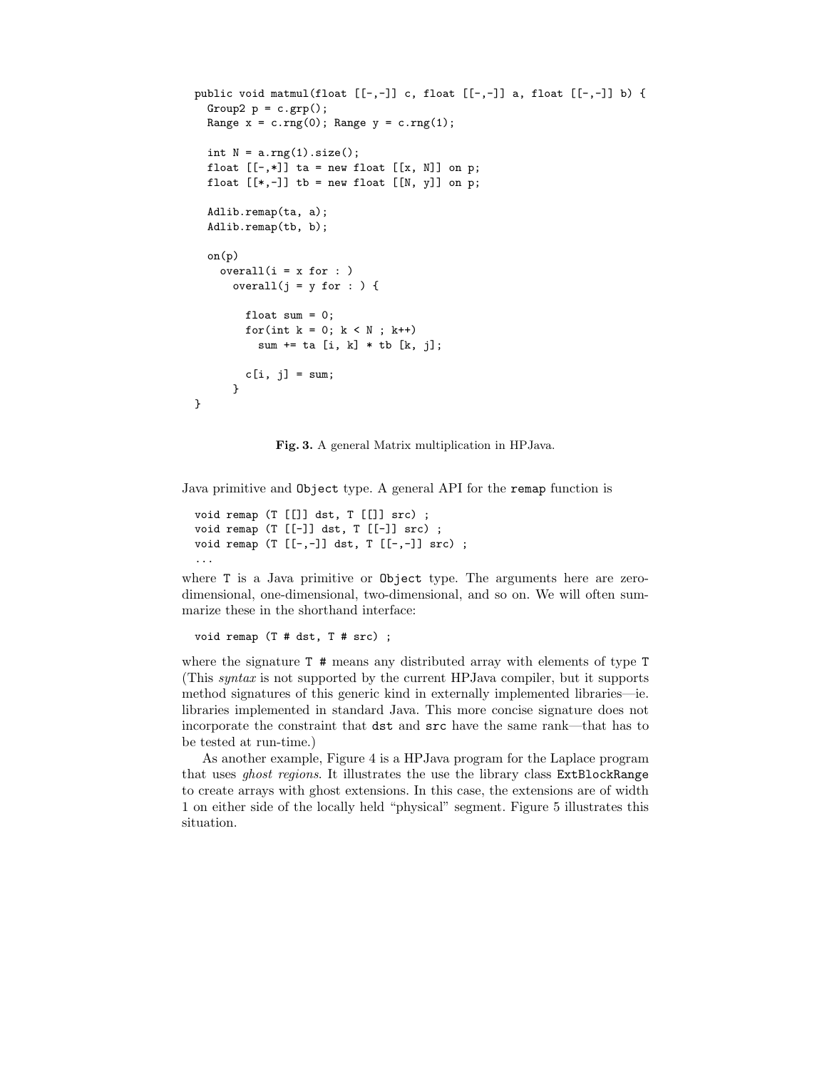```
public void matmul(float [[-,-]] c, float [[-,-]] a, float [[-,-]] b) {
  Group2 p = c.grp();
  Range x = c.rng(0); Range y = c.rng(1);

  int N = a.rng(1).size();
  float [[-,*]] ta = new float [[x, N]] on p;
  float [[*,-]] tb = new float [[N, y]] on p;

  Adlib.remap(ta, a);
  Adlib.remap(tb, b);

  on(p)
    overall(i = x for : )
      overall(j = y for : ) {

        float sum = 0;
        for(int k = 0; k < N ; k++)
          sum += ta [i, k] * tb [k, j];

        c[i, j] = sum;
      }
}
```

**Fig. 3.** A general Matrix multiplication in HPJava.

Java primitive and `Object` type. A general API for the `remap` function is

```
void remap (T [[]] dst, T [[]] src) ;
void remap (T [[-]] dst, T [[-]] src) ;
void remap (T [[-,-]] dst, T [[-,-]] src) ;
...
```

where `T` is a Java primitive or `Object` type. The arguments here are zero-dimensional, one-dimensional, two-dimensional, and so on. We will often summarize these in the shorthand interface:

```
void remap (T # dst, T # src) ;
```

where the signature `T #` means any distributed array with elements of type `T` (This *syntax* is not supported by the current HPJava compiler, but it supports method signatures of this generic kind in externally implemented libraries—ie. libraries implemented in standard Java. This more concise signature does not incorporate the constraint that `dst` and `src` have the same rank—that has to be tested at run-time.)

As another example, Figure 4 is a HPJava program for the Laplace program that uses *ghost regions*. It illustrates the use the library class `ExtBlockRange` to create arrays with ghost extensions. In this case, the extensions are of width 1 on either side of the locally held "physical" segment. Figure 5 illustrates this situation.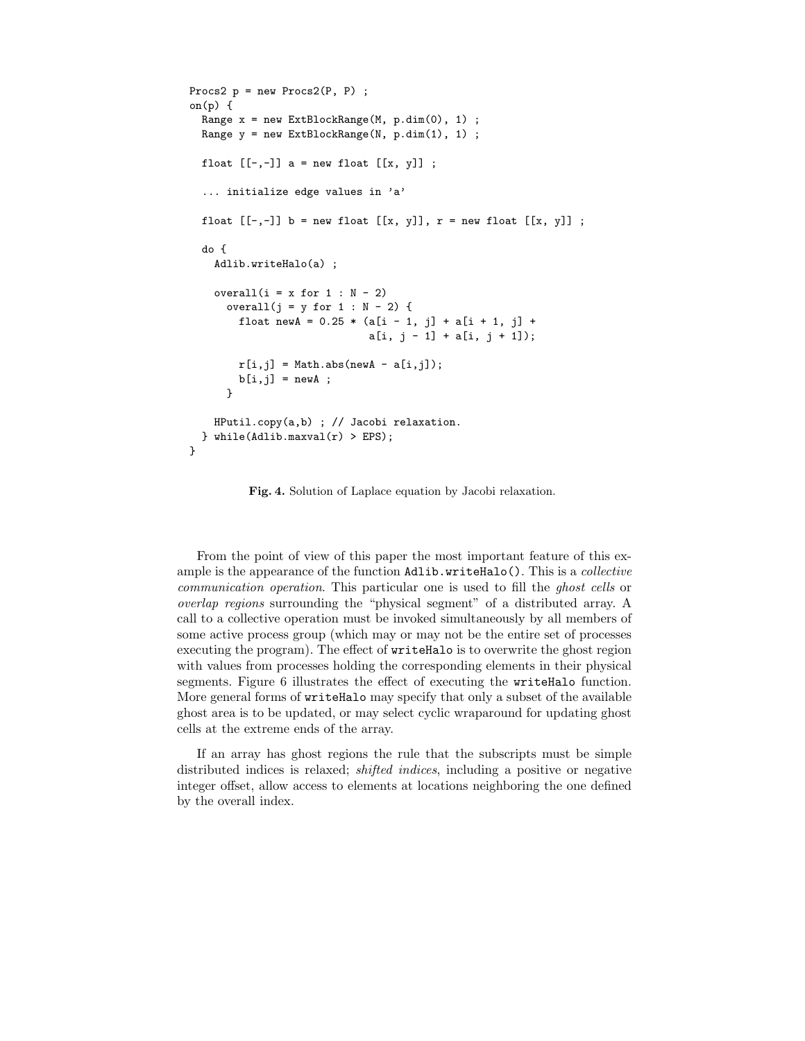```
Procs2 p = new Procs2(P, P) ;
on(p) {
  Range x = new ExtBlockRange(M, p.dim(0), 1) ;
  Range y = new ExtBlockRange(N, p.dim(1), 1) ;

  float [[-,-]] a = new float [[x, y]] ;

  ... initialize edge values in 'a'

  float [[-,-]] b = new float [[x, y]], r = new float [[x, y]] ;

  do {
    Adlib.writeHalo(a) ;

    overall(i = x for 1 : N - 2)
      overall(j = y for 1 : N - 2) {
        float newA = 0.25 * (a[i - 1, j] + a[i + 1, j] +
                             a[i, j - 1] + a[i, j + 1]);

        r[i,j] = Math.abs(newA - a[i,j]);
        b[i,j] = newA ;
      }

    HPutil.copy(a,b) ; // Jacobi relaxation.
  } while(Adlib.maxval(r) > EPS);
}
```

**Fig. 4.** Solution of Laplace equation by Jacobi relaxation.

From the point of view of this paper the most important feature of this example is the appearance of the function `Adlib.writeHalo()`. This is a *collective communication operation*. This particular one is used to fill the *ghost cells* or *overlap regions* surrounding the "physical segment" of a distributed array. A call to a collective operation must be invoked simultaneously by all members of some active process group (which may or may not be the entire set of processes executing the program). The effect of `writeHalo` is to overwrite the ghost region with values from processes holding the corresponding elements in their physical segments. Figure 6 illustrates the effect of executing the `writeHalo` function. More general forms of `writeHalo` may specify that only a subset of the available ghost area is to be updated, or may select cyclic wraparound for updating ghost cells at the extreme ends of the array.

If an array has ghost regions the rule that the subscripts must be simple distributed indices is relaxed; *shifted indices*, including a positive or negative integer offset, allow access to elements at locations neighboring the one defined by the overall index.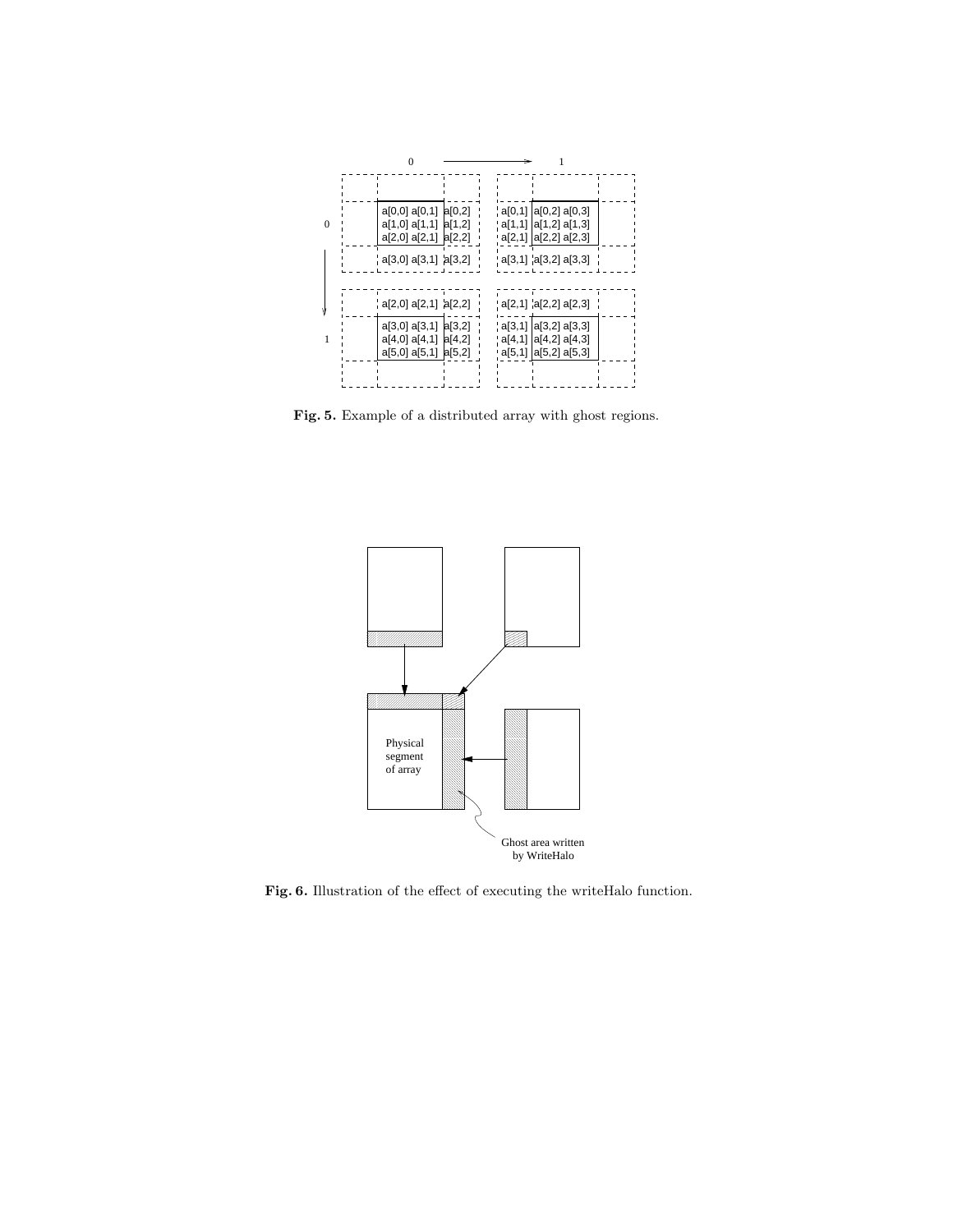**Fig. 5.** Example of a distributed array with ghost regions.

**Fig. 6.** Illustration of the effect of executing the writeHalo function.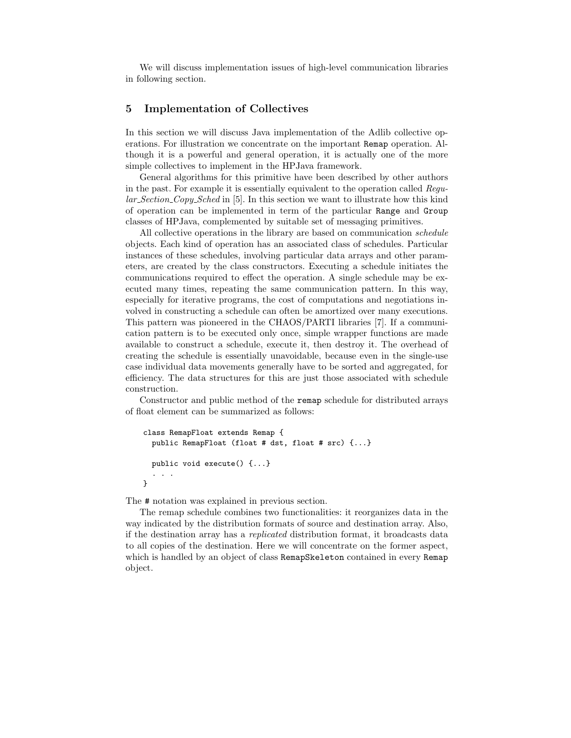We will discuss implementation issues of high-level communication libraries in following section.

## 5 Implementation of Collectives

In this section we will discuss Java implementation of the Adlib collective operations. For illustration we concentrate on the important `Remap` operation. Although it is a powerful and general operation, it is actually one of the more simple collectives to implement in the HPJava framework.

General algorithms for this primitive have been described by other authors in the past. For example it is essentially equivalent to the operation called *Regular_Section_Copy_Sched* in [5]. In this section we want to illustrate how this kind of operation can be implemented in term of the particular `Range` and `Group` classes of HPJava, complemented by suitable set of messaging primitives.

All collective operations in the library are based on communication *schedule* objects. Each kind of operation has an associated class of schedules. Particular instances of these schedules, involving particular data arrays and other parameters, are created by the class constructors. Executing a schedule initiates the communications required to effect the operation. A single schedule may be executed many times, repeating the same communication pattern. In this way, especially for iterative programs, the cost of computations and negotiations involved in constructing a schedule can often be amortized over many executions. This pattern was pioneered in the CHAOS/PARTI libraries [7]. If a communication pattern is to be executed only once, simple wrapper functions are made available to construct a schedule, execute it, then destroy it. The overhead of creating the schedule is essentially unavoidable, because even in the single-use case individual data movements generally have to be sorted and aggregated, for efficiency. The data structures for this are just those associated with schedule construction.

Constructor and public method of the `remap` schedule for distributed arrays of float element can be summarized as follows:

```
class RemapFloat extends Remap {
  public RemapFloat (float # dst, float # src) {...}

  public void execute() {...}
  . . .
}
```

The `#` notation was explained in previous section.

The remap schedule combines two functionalities: it reorganizes data in the way indicated by the distribution formats of source and destination array. Also, if the destination array has a *replicated* distribution format, it broadcasts data to all copies of the destination. Here we will concentrate on the former aspect, which is handled by an object of class `RemapSkeleton` contained in every `Remap` object.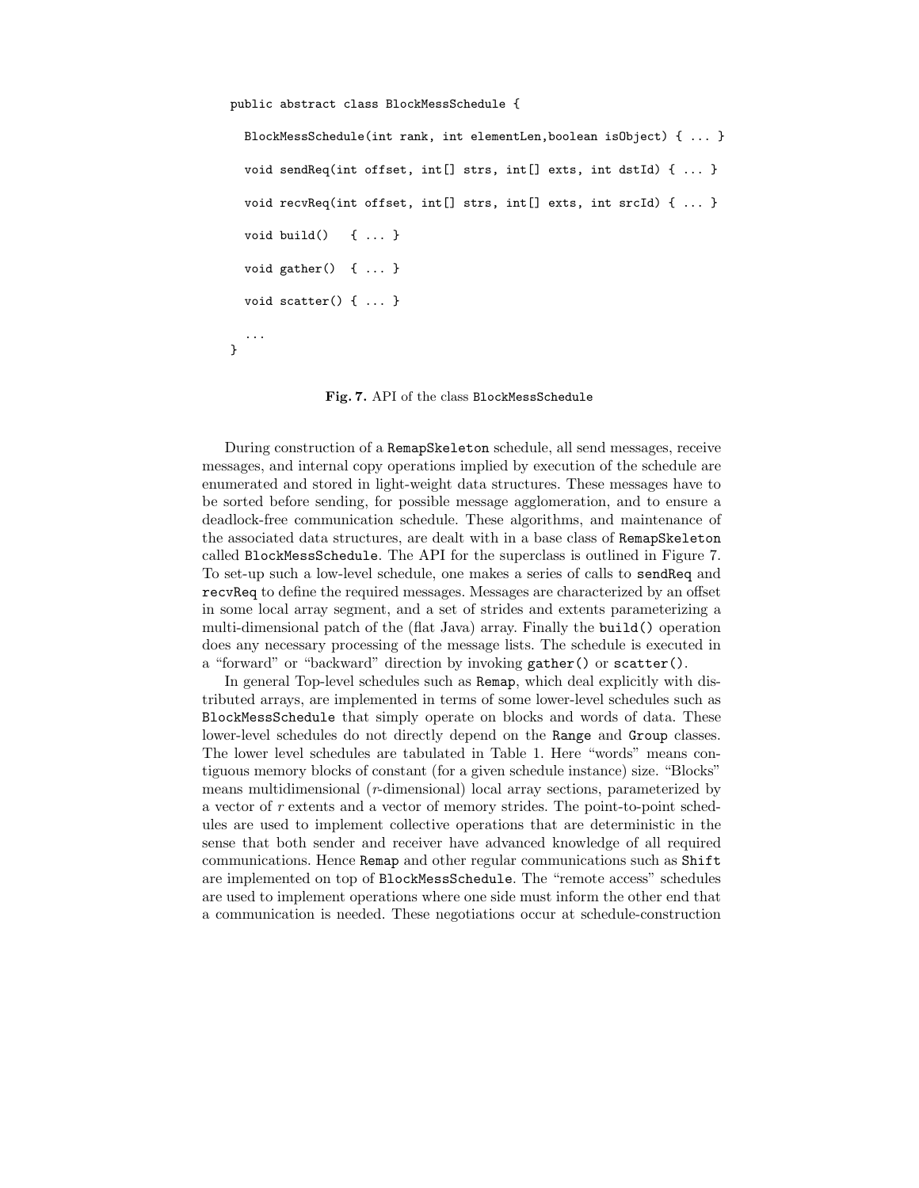```
public abstract class BlockMessSchedule {

  BlockMessSchedule(int rank, int elementLen,boolean isObject) { ... }

  void sendReq(int offset, int[] strs, int[] exts, int dstId) { ... }

  void recvReq(int offset, int[] strs, int[] exts, int srcId) { ... }

  void build()   { ... }

  void gather()  { ... }

  void scatter() { ... }

  ...
}
```

**Fig. 7.** API of the class `BlockMessSchedule`

During construction of a `RemapSkeleton` schedule, all send messages, receive messages, and internal copy operations implied by execution of the schedule are enumerated and stored in light-weight data structures. These messages have to be sorted before sending, for possible message agglomeration, and to ensure a deadlock-free communication schedule. These algorithms, and maintenance of the associated data structures, are dealt with in a base class of `RemapSkeleton` called `BlockMessSchedule`. The API for the superclass is outlined in Figure 7. To set-up such a low-level schedule, one makes a series of calls to `sendReq` and `recvReq` to define the required messages. Messages are characterized by an offset in some local array segment, and a set of strides and extents parameterizing a multi-dimensional patch of the (flat Java) array. Finally the `build()` operation does any necessary processing of the message lists. The schedule is executed in a "forward" or "backward" direction by invoking `gather()` or `scatter()`.

In general Top-level schedules such as `Remap`, which deal explicitly with distributed arrays, are implemented in terms of some lower-level schedules such as `BlockMessSchedule` that simply operate on blocks and words of data. These lower-level schedules do not directly depend on the `Range` and `Group` classes. The lower level schedules are tabulated in Table 1. Here "words" means contiguous memory blocks of constant (for a given schedule instance) size. "Blocks" means multidimensional ($r$-dimensional) local array sections, parameterized by a vector of $r$ extents and a vector of memory strides. The point-to-point schedules are used to implement collective operations that are deterministic in the sense that both sender and receiver have advanced knowledge of all required communications. Hence `Remap` and other regular communications such as `Shift` are implemented on top of `BlockMessSchedule`. The "remote access" schedules are used to implement operations where one side must inform the other end that a communication is needed. These negotiations occur at schedule-construction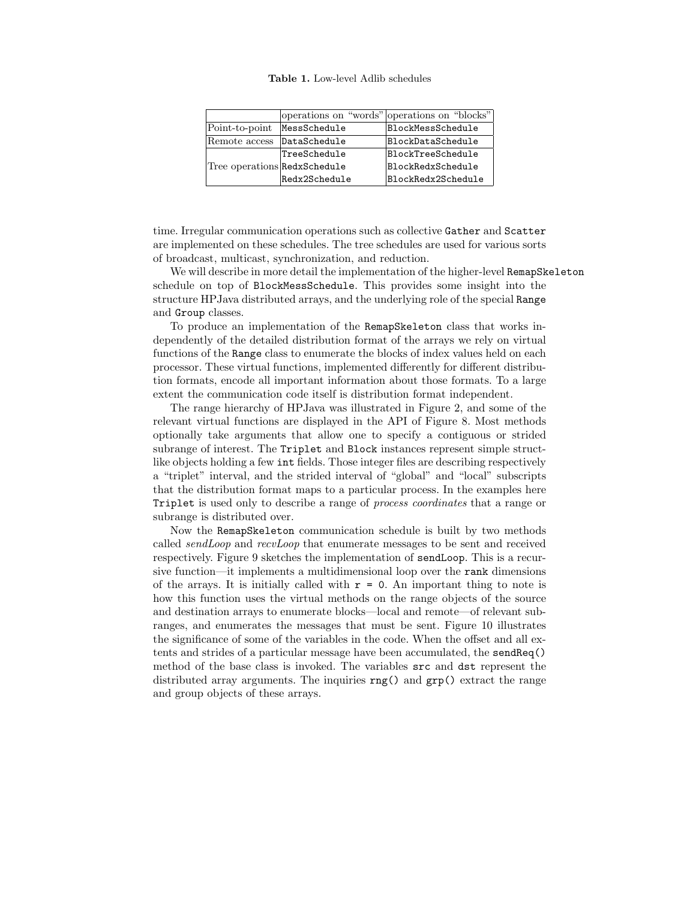**Table 1.** Low-level Adlib schedules

| | operations on "words" | operations on "blocks" |
|---|---|---|
| Point-to-point | `MessSchedule` | `BlockMessSchedule` |
| Remote access | `DataSchedule` | `BlockDataSchedule` |
| Tree operations | `TreeSchedule` | `BlockTreeSchedule` |
| | `RedxSchedule` | `BlockRedxSchedule` |
| | `Redx2Schedule` | `BlockRedx2Schedule` |

time. Irregular communication operations such as collective `Gather` and `Scatter` are implemented on these schedules. The tree schedules are used for various sorts of broadcast, multicast, synchronization, and reduction.

We will describe in more detail the implementation of the higher-level `RemapSkeleton` schedule on top of `BlockMessSchedule`. This provides some insight into the structure HPJava distributed arrays, and the underlying role of the special `Range` and `Group` classes.

To produce an implementation of the `RemapSkeleton` class that works independently of the detailed distribution format of the arrays we rely on virtual functions of the `Range` class to enumerate the blocks of index values held on each processor. These virtual functions, implemented differently for different distribution formats, encode all important information about those formats. To a large extent the communication code itself is distribution format independent.

The range hierarchy of HPJava was illustrated in Figure 2, and some of the relevant virtual functions are displayed in the API of Figure 8. Most methods optionally take arguments that allow one to specify a contiguous or strided subrange of interest. The `Triplet` and `Block` instances represent simple struct-like objects holding a few `int` fields. Those integer files are describing respectively a "triplet" interval, and the strided interval of "global" and "local" subscripts that the distribution format maps to a particular process. In the examples here `Triplet` is used only to describe a range of *process coordinates* that a range or subrange is distributed over.

Now the `RemapSkeleton` communication schedule is built by two methods called *sendLoop* and *recvLoop* that enumerate messages to be sent and received respectively. Figure 9 sketches the implementation of `sendLoop`. This is a recursive function—it implements a multidimensional loop over the `rank` dimensions of the arrays. It is initially called with `r = 0`. An important thing to note is how this function uses the virtual methods on the range objects of the source and destination arrays to enumerate blocks—local and remote—of relevant subranges, and enumerates the messages that must be sent. Figure 10 illustrates the significance of some of the variables in the code. When the offset and all extents and strides of a particular message have been accumulated, the `sendReq()` method of the base class is invoked. The variables `src` and `dst` represent the distributed array arguments. The inquiries `rng()` and `grp()` extract the range and group objects of these arrays.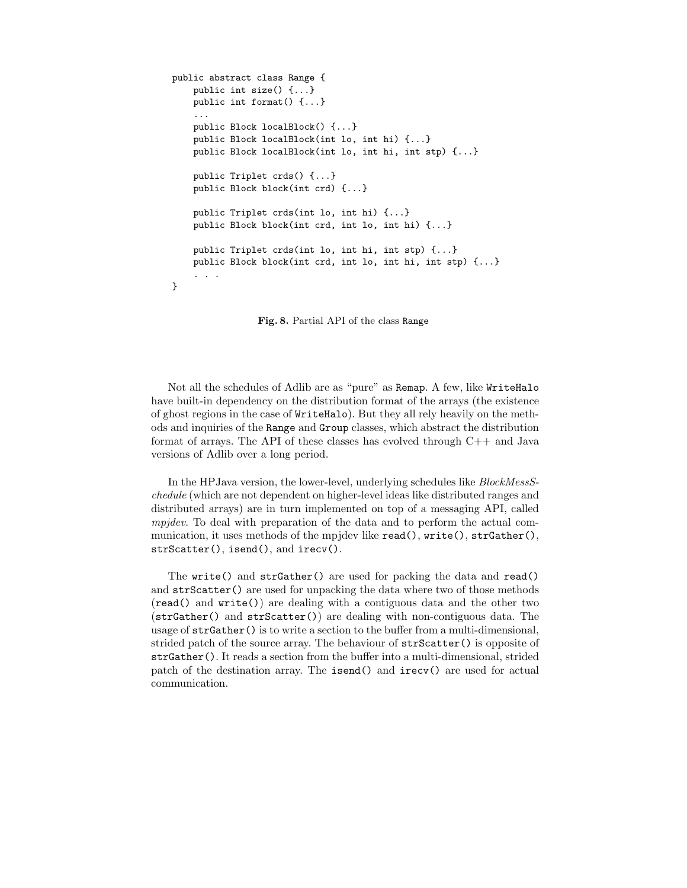```
public abstract class Range {
    public int size() {...}
    public int format() {...}
    ...
    public Block localBlock() {...}
    public Block localBlock(int lo, int hi) {...}
    public Block localBlock(int lo, int hi, int stp) {...}

    public Triplet crds() {...}
    public Block block(int crd) {...}

    public Triplet crds(int lo, int hi) {...}
    public Block block(int crd, int lo, int hi) {...}

    public Triplet crds(int lo, int hi, int stp) {...}
    public Block block(int crd, int lo, int hi, int stp) {...}
    . . .
}
```

**Fig. 8.** Partial API of the class `Range`

Not all the schedules of Adlib are as "pure" as `Remap`. A few, like `WriteHalo` have built-in dependency on the distribution format of the arrays (the existence of ghost regions in the case of `WriteHalo`). But they all rely heavily on the methods and inquiries of the `Range` and `Group` classes, which abstract the distribution format of arrays. The API of these classes has evolved through C++ and Java versions of Adlib over a long period.

In the HPJava version, the lower-level, underlying schedules like *BlockMessSchedule* (which are not dependent on higher-level ideas like distributed ranges and distributed arrays) are in turn implemented on top of a messaging API, called *mpjdev*. To deal with preparation of the data and to perform the actual communication, it uses methods of the mpjdev like `read()`, `write()`, `strGather()`, `strScatter()`, `isend()`, and `irecv()`.

The `write()` and `strGather()` are used for packing the data and `read()` and `strScatter()` are used for unpacking the data where two of those methods (`read()` and `write()`) are dealing with a contiguous data and the other two (`strGather()` and `strScatter()`) are dealing with non-contiguous data. The usage of `strGather()` is to write a section to the buffer from a multi-dimensional, strided patch of the source array. The behaviour of `strScatter()` is opposite of `strGather()`. It reads a section from the buffer into a multi-dimensional, strided patch of the destination array. The `isend()` and `irecv()` are used for actual communication.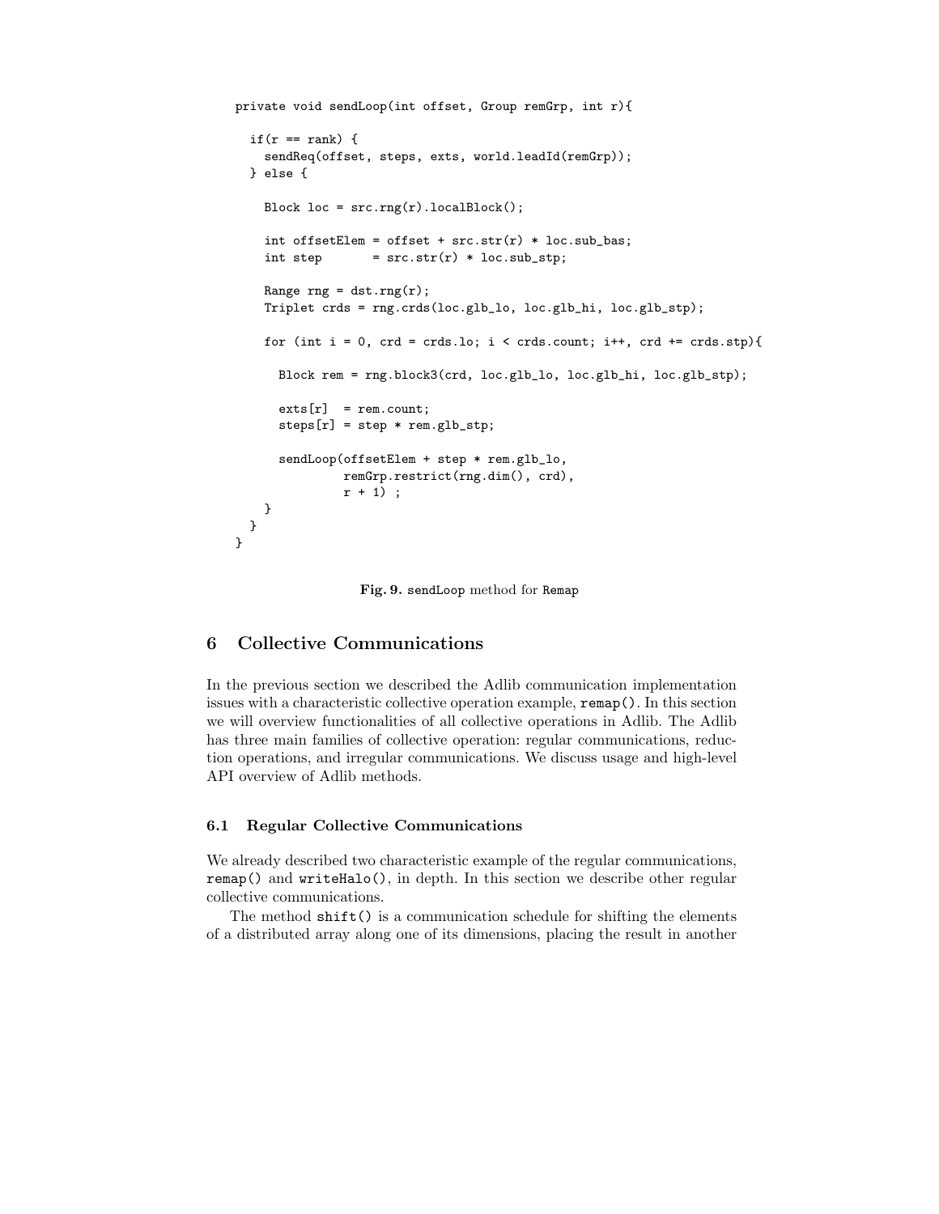```
private void sendLoop(int offset, Group remGrp, int r){

  if(r == rank) {
    sendReq(offset, steps, exts, world.leadId(remGrp));
  } else {

    Block loc = src.rng(r).localBlock();

    int offsetElem = offset + src.str(r) * loc.sub_bas;
    int step       = src.str(r) * loc.sub_stp;

    Range rng = dst.rng(r);
    Triplet crds = rng.crds(loc.glb_lo, loc.glb_hi, loc.glb_stp);

    for (int i = 0, crd = crds.lo; i < crds.count; i++, crd += crds.stp){

      Block rem = rng.block3(crd, loc.glb_lo, loc.glb_hi, loc.glb_stp);

      exts[r]  = rem.count;
      steps[r] = step * rem.glb_stp;

      sendLoop(offsetElem + step * rem.glb_lo,
               remGrp.restrict(rng.dim(), crd),
               r + 1) ;
    }
  }
}
```

**Fig. 9.** `sendLoop` method for `Remap`

## 6 Collective Communications

In the previous section we described the Adlib communication implementation issues with a characteristic collective operation example, `remap()`. In this section we will overview functionalities of all collective operations in Adlib. The Adlib has three main families of collective operation: regular communications, reduction operations, and irregular communications. We discuss usage and high-level API overview of Adlib methods.

### 6.1 Regular Collective Communications

We already described two characteristic example of the regular communications, `remap()` and `writeHalo()`, in depth. In this section we describe other regular collective communications.

The method `shift()` is a communication schedule for shifting the elements of a distributed array along one of its dimensions, placing the result in another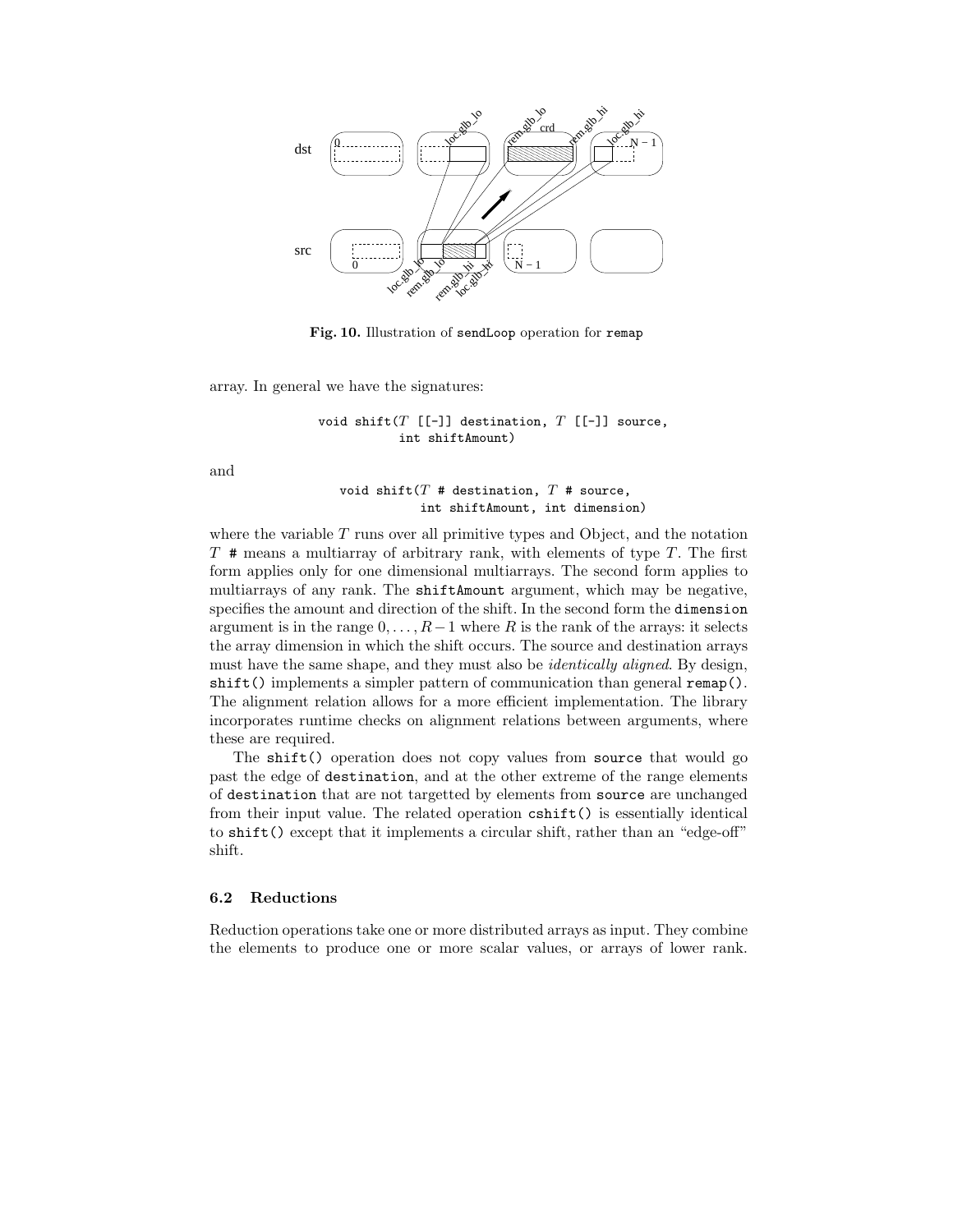**Fig. 10.** Illustration of `sendLoop` operation for `remap`

array. In general we have the signatures:

```
void shift(T [[-]] destination, T [[-]] source,
           int shiftAmount)
```

and

```
void shift(T # destination, T # source,
           int shiftAmount, int dimension)
```

where the variable $T$ runs over all primitive types and Object, and the notation $T$ `#` means a multiarray of arbitrary rank, with elements of type $T$. The first form applies only for one dimensional multiarrays. The second form applies to multiarrays of any rank. The `shiftAmount` argument, which may be negative, specifies the amount and direction of the shift. In the second form the `dimension` argument is in the range $0, \ldots, R-1$ where $R$ is the rank of the arrays: it selects the array dimension in which the shift occurs. The source and destination arrays must have the same shape, and they must also be *identically aligned*. By design, `shift()` implements a simpler pattern of communication than general `remap()`. The alignment relation allows for a more efficient implementation. The library incorporates runtime checks on alignment relations between arguments, where these are required.

The `shift()` operation does not copy values from `source` that would go past the edge of `destination`, and at the other extreme of the range elements of `destination` that are not targetted by elements from `source` are unchanged from their input value. The related operation `cshift()` is essentially identical to `shift()` except that it implements a circular shift, rather than an "edge-off" shift.

### 6.2 Reductions

Reduction operations take one or more distributed arrays as input. They combine the elements to produce one or more scalar values, or arrays of lower rank.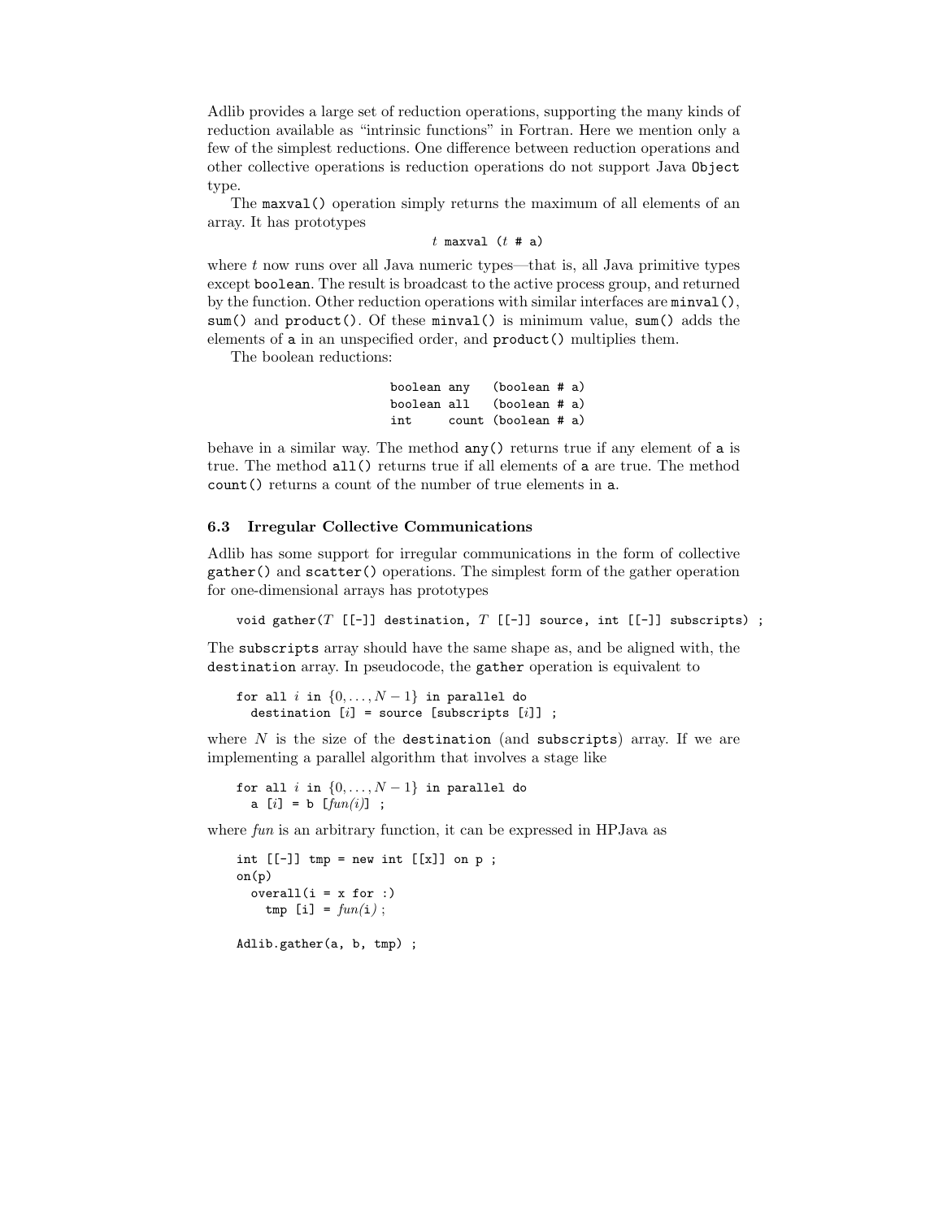Adlib provides a large set of reduction operations, supporting the many kinds of reduction available as "intrinsic functions" in Fortran. Here we mention only a few of the simplest reductions. One difference between reduction operations and other collective operations is reduction operations do not support Java `Object` type.

The `maxval()` operation simply returns the maximum of all elements of an array. It has prototypes

```
t maxval (t # a)
```

where $t$ now runs over all Java numeric types—that is, all Java primitive types except `boolean`. The result is broadcast to the active process group, and returned by the function. Other reduction operations with similar interfaces are `minval()`, `sum()` and `product()`. Of these `minval()` is minimum value, `sum()` adds the elements of `a` in an unspecified order, and `product()` multiplies them.

The boolean reductions:

```
boolean any   (boolean # a)
boolean all   (boolean # a)
int     count (boolean # a)
```

behave in a similar way. The method `any()` returns true if any element of `a` is true. The method `all()` returns true if all elements of `a` are true. The method `count()` returns a count of the number of true elements in `a`.

### 6.3 Irregular Collective Communications

Adlib has some support for irregular communications in the form of collective `gather()` and `scatter()` operations. The simplest form of the gather operation for one-dimensional arrays has prototypes

```
void gather(T [[-]] destination, T [[-]] source, int [[-]] subscripts) ;
```

The `subscripts` array should have the same shape as, and be aligned with, the `destination` array. In pseudocode, the `gather` operation is equivalent to

```
for all i in {0,...,N-1} in parallel do
  destination [i] = source [subscripts [i]] ;
```

where $N$ is the size of the `destination` (and `subscripts`) array. If we are implementing a parallel algorithm that involves a stage like

```
for all i in {0,...,N-1} in parallel do
  a [i] = b [fun(i)] ;
```

where *fun* is an arbitrary function, it can be expressed in HPJava as

```
int [[-]] tmp = new int [[x]] on p ;
on(p)
  overall(i = x for :)
    tmp [i] = fun(i) ;

Adlib.gather(a, b, tmp) ;
```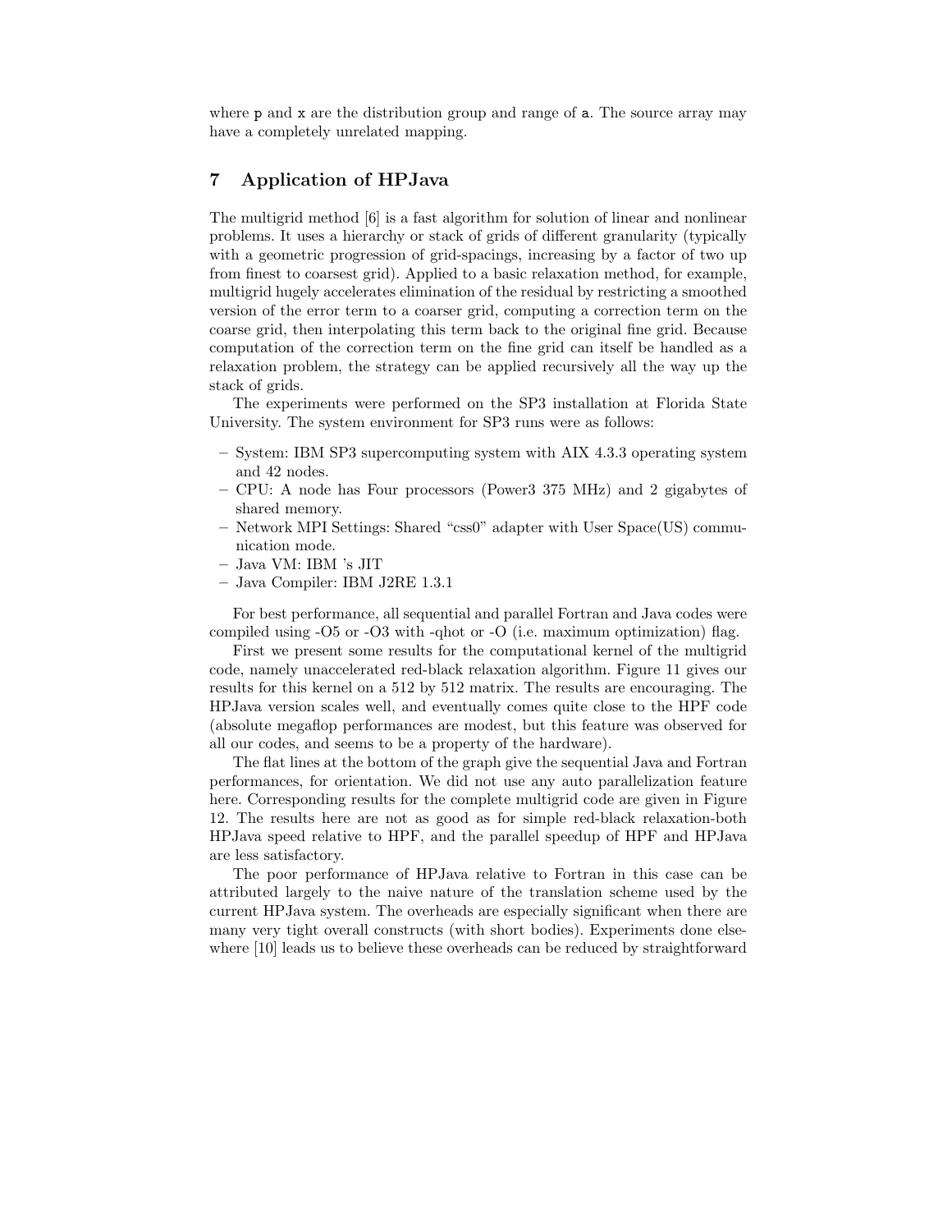where `p` and `x` are the distribution group and range of `a`. The source array may have a completely unrelated mapping.

## 7 Application of HPJava

The multigrid method [6] is a fast algorithm for solution of linear and nonlinear problems. It uses a hierarchy or stack of grids of different granularity (typically with a geometric progression of grid-spacings, increasing by a factor of two up from finest to coarsest grid). Applied to a basic relaxation method, for example, multigrid hugely accelerates elimination of the residual by restricting a smoothed version of the error term to a coarser grid, computing a correction term on the coarse grid, then interpolating this term back to the original fine grid. Because computation of the correction term on the fine grid can itself be handled as a relaxation problem, the strategy can be applied recursively all the way up the stack of grids.

The experiments were performed on the SP3 installation at Florida State University. The system environment for SP3 runs were as follows:

- System: IBM SP3 supercomputing system with AIX 4.3.3 operating system and 42 nodes.
- CPU: A node has Four processors (Power3 375 MHz) and 2 gigabytes of shared memory.
- Network MPI Settings: Shared "css0" adapter with User Space(US) communication mode.
- Java VM: IBM 's JIT
- Java Compiler: IBM J2RE 1.3.1

For best performance, all sequential and parallel Fortran and Java codes were compiled using -O5 or -O3 with -qhot or -O (i.e. maximum optimization) flag.

First we present some results for the computational kernel of the multigrid code, namely unaccelerated red-black relaxation algorithm. Figure 11 gives our results for this kernel on a 512 by 512 matrix. The results are encouraging. The HPJava version scales well, and eventually comes quite close to the HPF code (absolute megaflop performances are modest, but this feature was observed for all our codes, and seems to be a property of the hardware).

The flat lines at the bottom of the graph give the sequential Java and Fortran performances, for orientation. We did not use any auto parallelization feature here. Corresponding results for the complete multigrid code are given in Figure 12. The results here are not as good as for simple red-black relaxation-both HPJava speed relative to HPF, and the parallel speedup of HPF and HPJava are less satisfactory.

The poor performance of HPJava relative to Fortran in this case can be attributed largely to the naive nature of the translation scheme used by the current HPJava system. The overheads are especially significant when there are many very tight overall constructs (with short bodies). Experiments done elsewhere [10] leads us to believe these overheads can be reduced by straightforward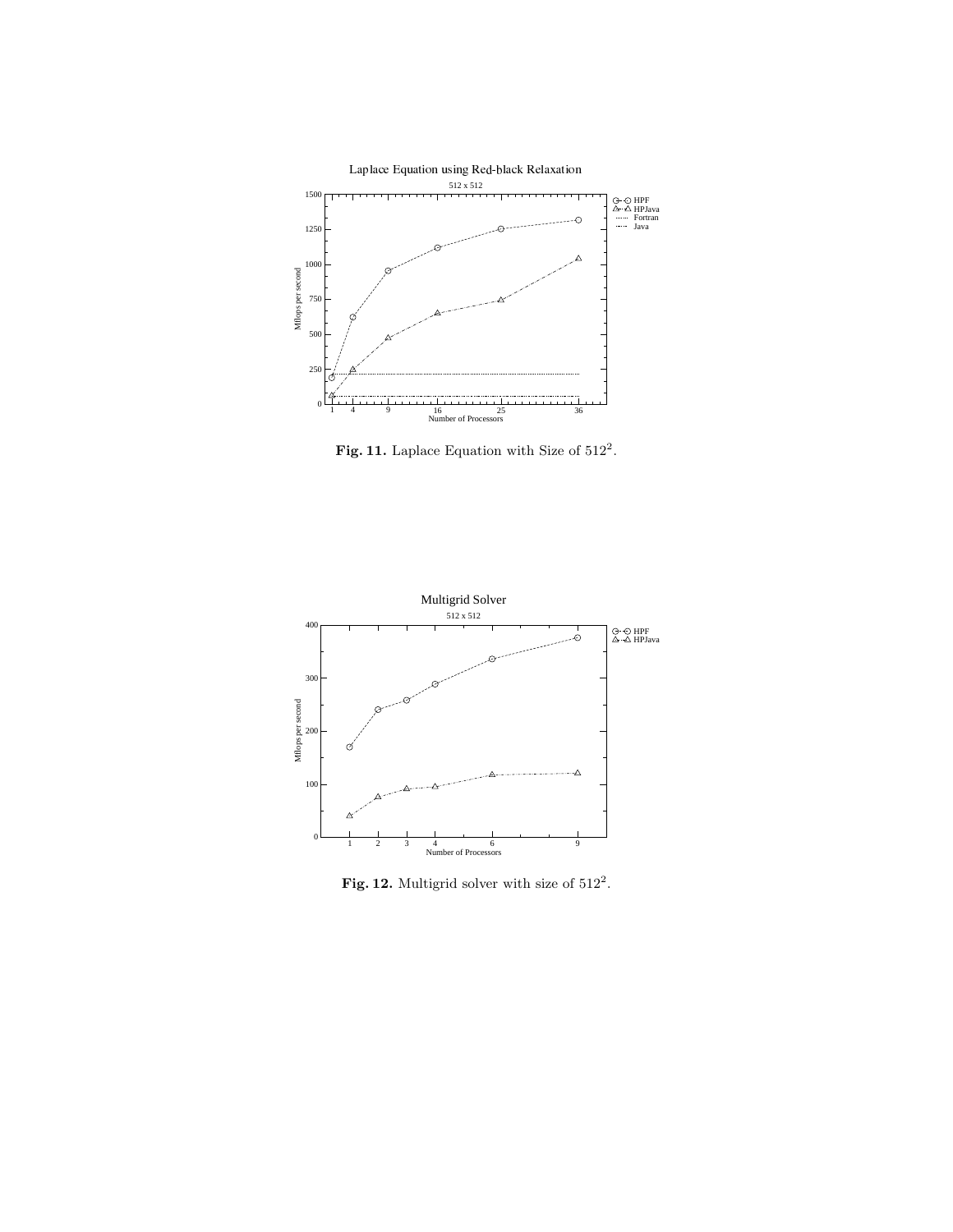**Fig. 11.** Laplace Equation with Size of $512^2$.

**Fig. 12.** Multigrid solver with size of $512^2$.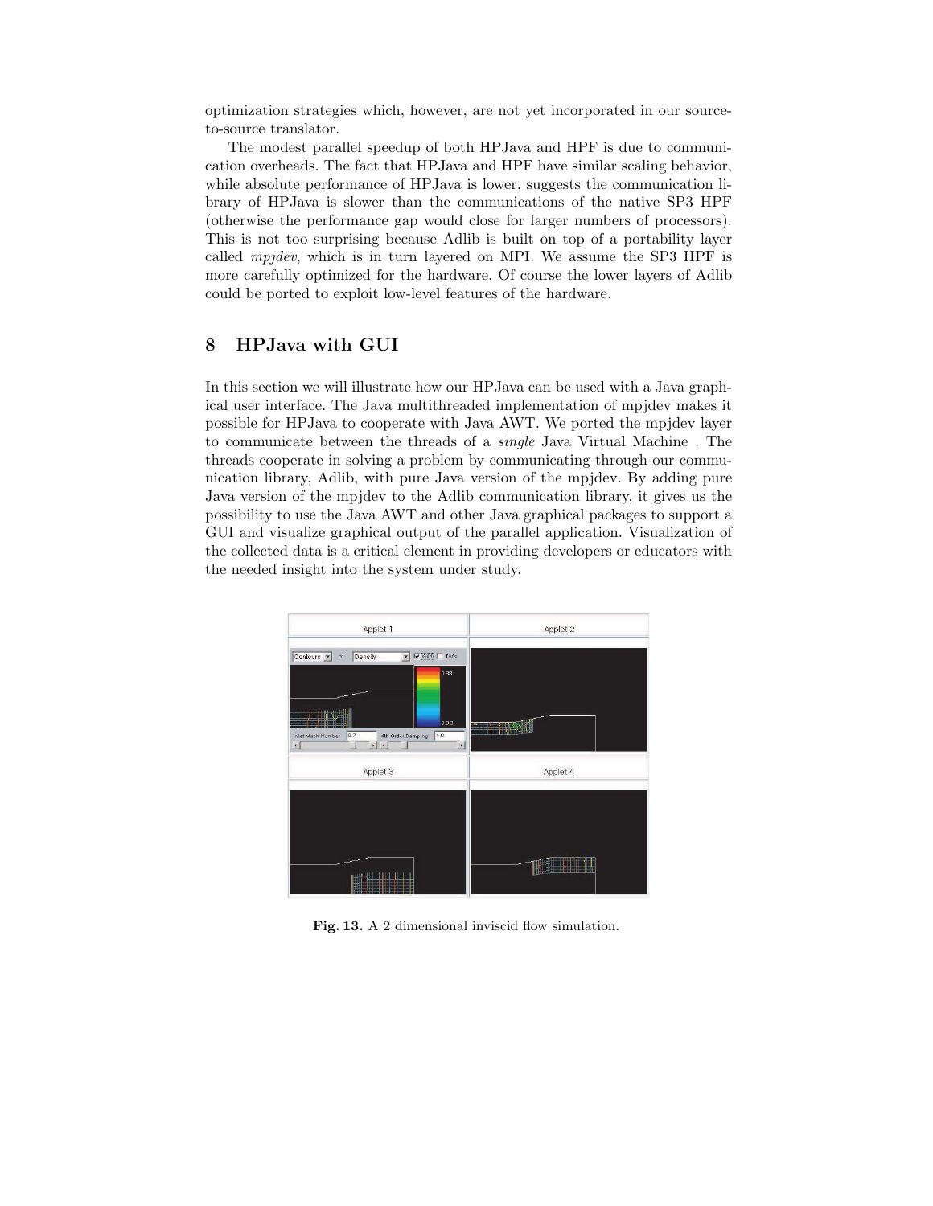optimization strategies which, however, are not yet incorporated in our source-to-source translator.

The modest parallel speedup of both HPJava and HPF is due to communication overheads. The fact that HPJava and HPF have similar scaling behavior, while absolute performance of HPJava is lower, suggests the communication library of HPJava is slower than the communications of the native SP3 HPF (otherwise the performance gap would close for larger numbers of processors). This is not too surprising because Adlib is built on top of a portability layer called *mpjdev*, which is in turn layered on MPI. We assume the SP3 HPF is more carefully optimized for the hardware. Of course the lower layers of Adlib could be ported to exploit low-level features of the hardware.

## 8 HPJava with GUI

In this section we will illustrate how our HPJava can be used with a Java graphical user interface. The Java multithreaded implementation of mpjdev makes it possible for HPJava to cooperate with Java AWT. We ported the mpjdev layer to communicate between the threads of a *single* Java Virtual Machine . The threads cooperate in solving a problem by communicating through our communication library, Adlib, with pure Java version of the mpjdev. By adding pure Java version of the mpjdev to the Adlib communication library, it gives us the possibility to use the Java AWT and other Java graphical packages to support a GUI and visualize graphical output of the parallel application. Visualization of the collected data is a critical element in providing developers or educators with the needed insight into the system under study.

**Fig. 13.** A 2 dimensional inviscid flow simulation.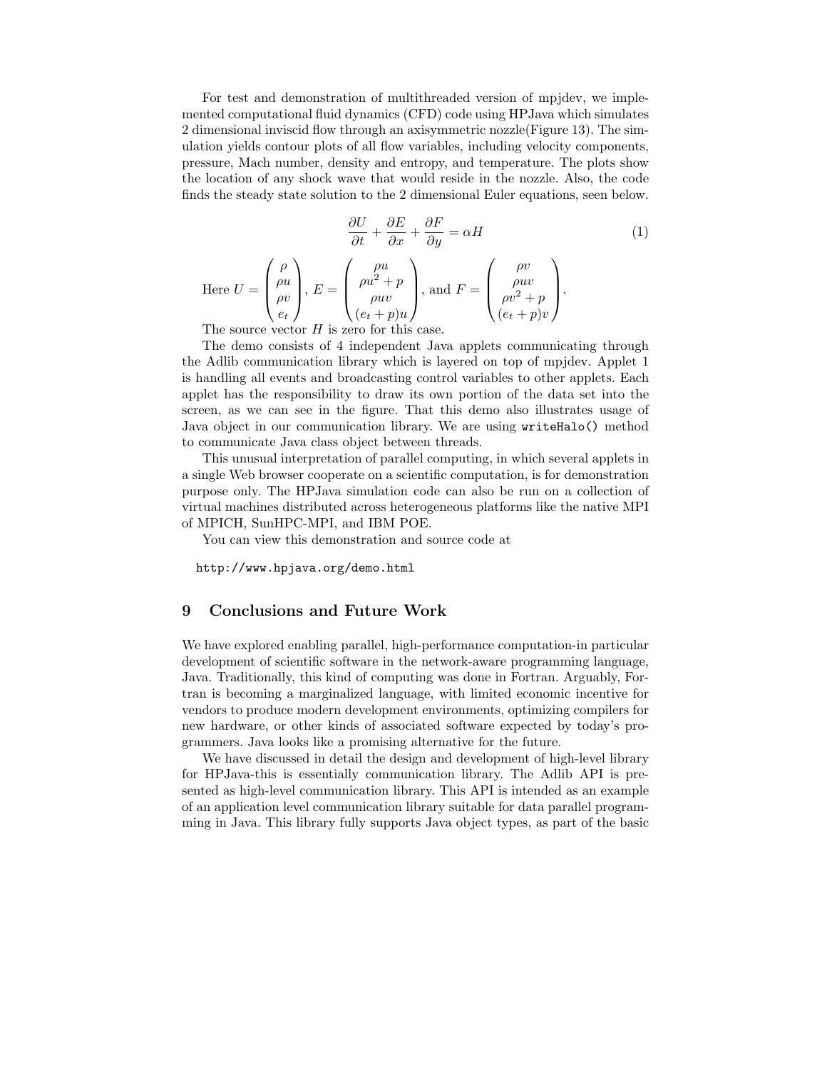For test and demonstration of multithreaded version of mpjdev, we implemented computational fluid dynamics (CFD) code using HPJava which simulates 2 dimensional inviscid flow through an axisymmetric nozzle(Figure 13). The simulation yields contour plots of all flow variables, including velocity components, pressure, Mach number, density and entropy, and temperature. The plots show the location of any shock wave that would reside in the nozzle. Also, the code finds the steady state solution to the 2 dimensional Euler equations, seen below.

$$\frac{\partial U}{\partial t} + \frac{\partial E}{\partial x} + \frac{\partial F}{\partial y} = \alpha H \tag{1}$$

Here $U = \begin{pmatrix} \rho \\ \rho u \\ \rho v \\ e_t \end{pmatrix}$, $E = \begin{pmatrix} \rho u \\ \rho u^2 + p \\ \rho uv \\ (e_t + p)u \end{pmatrix}$, and $F = \begin{pmatrix} \rho v \\ \rho uv \\ \rho v^2 + p \\ (e_t + p)v \end{pmatrix}$.

The source vector $H$ is zero for this case.

The demo consists of 4 independent Java applets communicating through the Adlib communication library which is layered on top of mpjdev. Applet 1 is handling all events and broadcasting control variables to other applets. Each applet has the responsibility to draw its own portion of the data set into the screen, as we can see in the figure. That this demo also illustrates usage of Java object in our communication library. We are using `writeHalo()` method to communicate Java class object between threads.

This unusual interpretation of parallel computing, in which several applets in a single Web browser cooperate on a scientific computation, is for demonstration purpose only. The HPJava simulation code can also be run on a collection of virtual machines distributed across heterogeneous platforms like the native MPI of MPICH, SunHPC-MPI, and IBM POE.

You can view this demonstration and source code at

```
http://www.hpjava.org/demo.html
```

## 9 Conclusions and Future Work

We have explored enabling parallel, high-performance computation-in particular development of scientific software in the network-aware programming language, Java. Traditionally, this kind of computing was done in Fortran. Arguably, Fortran is becoming a marginalized language, with limited economic incentive for vendors to produce modern development environments, optimizing compilers for new hardware, or other kinds of associated software expected by today's programmers. Java looks like a promising alternative for the future.

We have discussed in detail the design and development of high-level library for HPJava-this is essentially communication library. The Adlib API is presented as high-level communication library. This API is intended as an example of an application level communication library suitable for data parallel programming in Java. This library fully supports Java object types, as part of the basic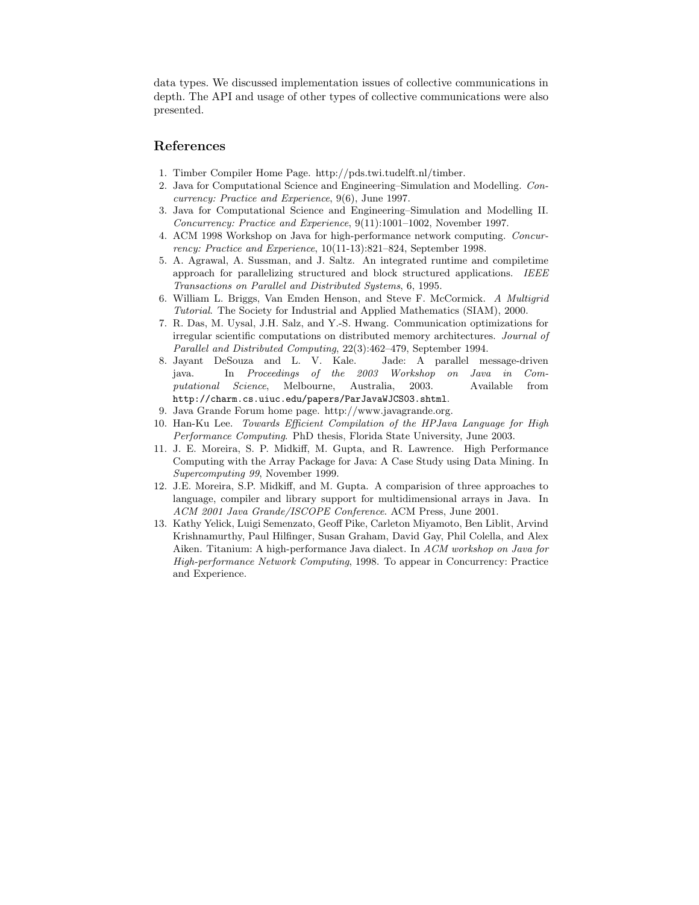data types. We discussed implementation issues of collective communications in depth. The API and usage of other types of collective communications were also presented.

## References

1. Timber Compiler Home Page. http://pds.twi.tudelft.nl/timber.
2. Java for Computational Science and Engineering–Simulation and Modelling. *Concurrency: Practice and Experience*, 9(6), June 1997.
3. Java for Computational Science and Engineering–Simulation and Modelling II. *Concurrency: Practice and Experience*, 9(11):1001–1002, November 1997.
4. ACM 1998 Workshop on Java for high-performance network computing. *Concurrency: Practice and Experience*, 10(11-13):821–824, September 1998.
5. A. Agrawal, A. Sussman, and J. Saltz. An integrated runtime and compiletime approach for parallelizing structured and block structured applications. *IEEE Transactions on Parallel and Distributed Systems*, 6, 1995.
6. William L. Briggs, Van Emden Henson, and Steve F. McCormick. *A Multigrid Tutorial*. The Society for Industrial and Applied Mathematics (SIAM), 2000.
7. R. Das, M. Uysal, J.H. Salz, and Y.-S. Hwang. Communication optimizations for irregular scientific computations on distributed memory architectures. *Journal of Parallel and Distributed Computing*, 22(3):462–479, September 1994.
8. Jayant DeSouza and L. V. Kale. Jade: A parallel message-driven java. In *Proceedings of the 2003 Workshop on Java in Computational Science*, Melbourne, Australia, 2003. Available from `http://charm.cs.uiuc.edu/papers/ParJavaWJCS03.shtml`.
9. Java Grande Forum home page. http://www.javagrande.org.
10. Han-Ku Lee. *Towards Efficient Compilation of the HPJava Language for High Performance Computing*. PhD thesis, Florida State University, June 2003.
11. J. E. Moreira, S. P. Midkiff, M. Gupta, and R. Lawrence. High Performance Computing with the Array Package for Java: A Case Study using Data Mining. In *Supercomputing 99*, November 1999.
12. J.E. Moreira, S.P. Midkiff, and M. Gupta. A comparision of three approaches to language, compiler and library support for multidimensional arrays in Java. In *ACM 2001 Java Grande/ISCOPE Conference*. ACM Press, June 2001.
13. Kathy Yelick, Luigi Semenzato, Geoff Pike, Carleton Miyamoto, Ben Liblit, Arvind Krishnamurthy, Paul Hilfinger, Susan Graham, David Gay, Phil Colella, and Alex Aiken. Titanium: A high-performance Java dialect. In *ACM workshop on Java for High-performance Network Computing*, 1998. To appear in Concurrency: Practice and Experience.